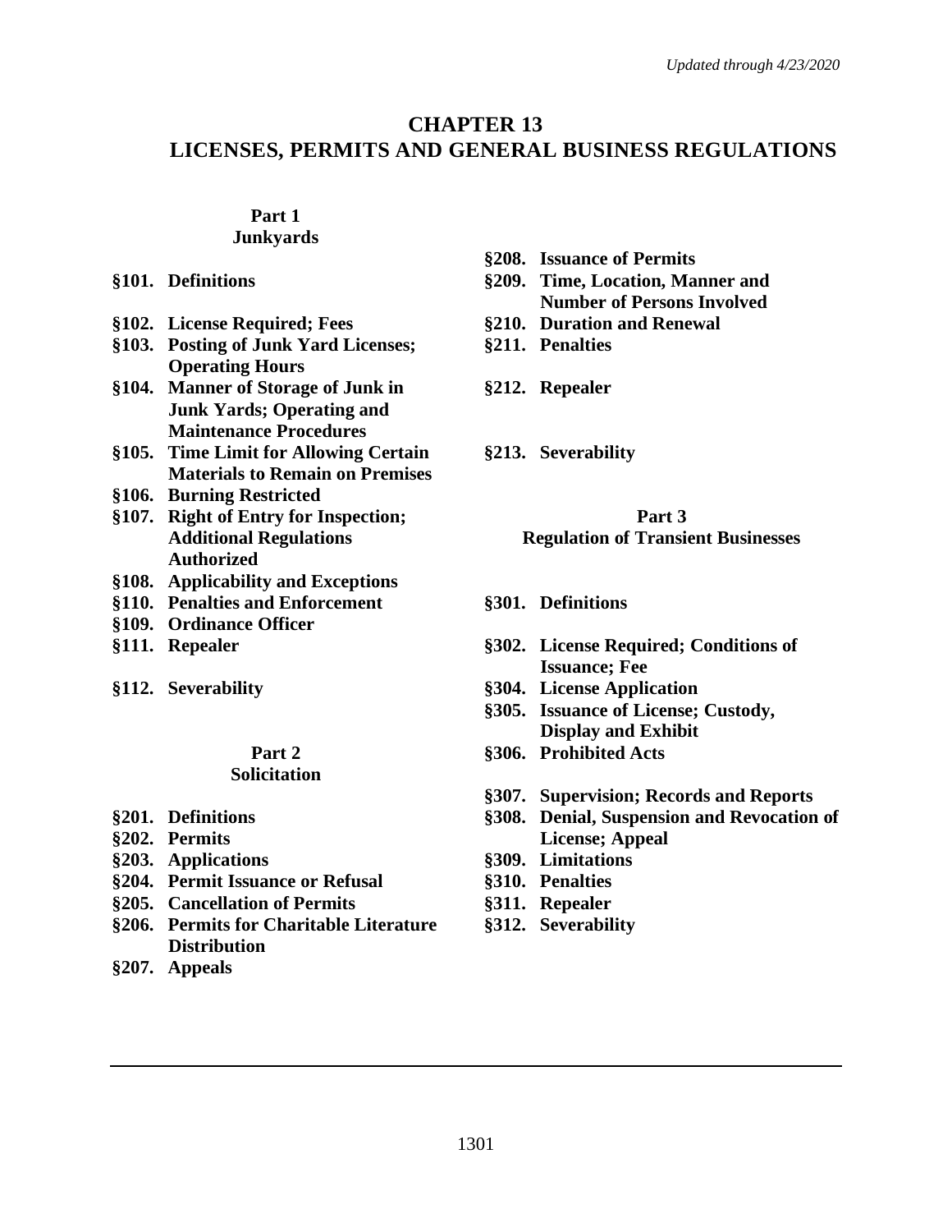*Updated through 4/23/2020*

# CHAPTER 13
# LICENSES, PERMITS AND GENERAL BUSINESS REGULATIONS

## Part 1
## Junkyards

**§101. Definitions**

**§102. License Required; Fees**

**§103. Posting of Junk Yard Licenses; Operating Hours**

**§104. Manner of Storage of Junk in Junk Yards; Operating and Maintenance Procedures**

**§105. Time Limit for Allowing Certain Materials to Remain on Premises**

**§106. Burning Restricted**

**§107. Right of Entry for Inspection; Additional Regulations Authorized**

**§108. Applicability and Exceptions**

**§110. Penalties and Enforcement**

**§109. Ordinance Officer**

**§111. Repealer**

**§112. Severability**

## Part 2
## Solicitation

**§201. Definitions**

**§202. Permits**

**§203. Applications**

**§204. Permit Issuance or Refusal**

**§205. Cancellation of Permits**

**§206. Permits for Charitable Literature Distribution**

**§207. Appeals**

**§208. Issuance of Permits**

**§209. Time, Location, Manner and Number of Persons Involved**

**§210. Duration and Renewal**

**§211. Penalties**

**§212. Repealer**

**§213. Severability**

## Part 3
## Regulation of Transient Businesses

**§301. Definitions**

**§302. License Required; Conditions of Issuance; Fee**

**§304. License Application**

**§305. Issuance of License; Custody, Display and Exhibit**

**§306. Prohibited Acts**

**§307. Supervision; Records and Reports**

**§308. Denial, Suspension and Revocation of License; Appeal**

**§309. Limitations**

**§310. Penalties**

**§311. Repealer**

**§312. Severability**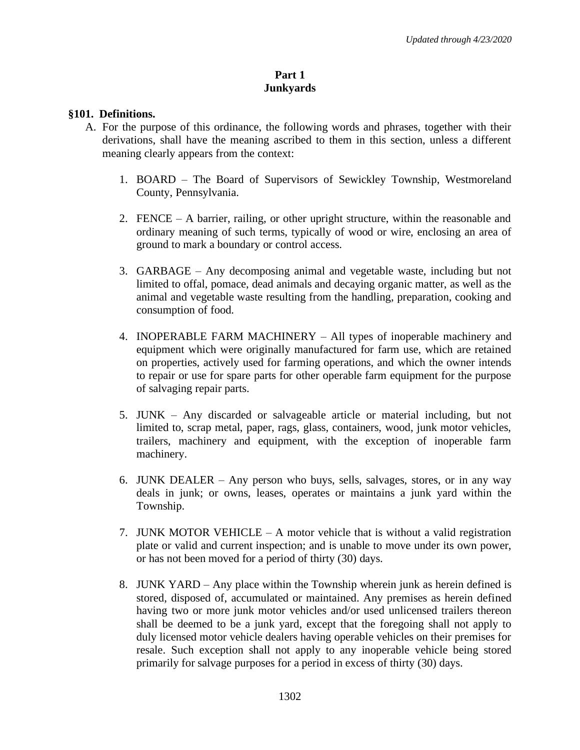# Part 1
# Junkyards

## §101. Definitions.

A. For the purpose of this ordinance, the following words and phrases, together with their derivations, shall have the meaning ascribed to them in this section, unless a different meaning clearly appears from the context:

1. BOARD – The Board of Supervisors of Sewickley Township, Westmoreland County, Pennsylvania.

2. FENCE – A barrier, railing, or other upright structure, within the reasonable and ordinary meaning of such terms, typically of wood or wire, enclosing an area of ground to mark a boundary or control access.

3. GARBAGE – Any decomposing animal and vegetable waste, including but not limited to offal, pomace, dead animals and decaying organic matter, as well as the animal and vegetable waste resulting from the handling, preparation, cooking and consumption of food.

4. INOPERABLE FARM MACHINERY – All types of inoperable machinery and equipment which were originally manufactured for farm use, which are retained on properties, actively used for farming operations, and which the owner intends to repair or use for spare parts for other operable farm equipment for the purpose of salvaging repair parts.

5. JUNK – Any discarded or salvageable article or material including, but not limited to, scrap metal, paper, rags, glass, containers, wood, junk motor vehicles, trailers, machinery and equipment, with the exception of inoperable farm machinery.

6. JUNK DEALER – Any person who buys, sells, salvages, stores, or in any way deals in junk; or owns, leases, operates or maintains a junk yard within the Township.

7. JUNK MOTOR VEHICLE – A motor vehicle that is without a valid registration plate or valid and current inspection; and is unable to move under its own power, or has not been moved for a period of thirty (30) days.

8. JUNK YARD – Any place within the Township wherein junk as herein defined is stored, disposed of, accumulated or maintained. Any premises as herein defined having two or more junk motor vehicles and/or used unlicensed trailers thereon shall be deemed to be a junk yard, except that the foregoing shall not apply to duly licensed motor vehicle dealers having operable vehicles on their premises for resale. Such exception shall not apply to any inoperable vehicle being stored primarily for salvage purposes for a period in excess of thirty (30) days.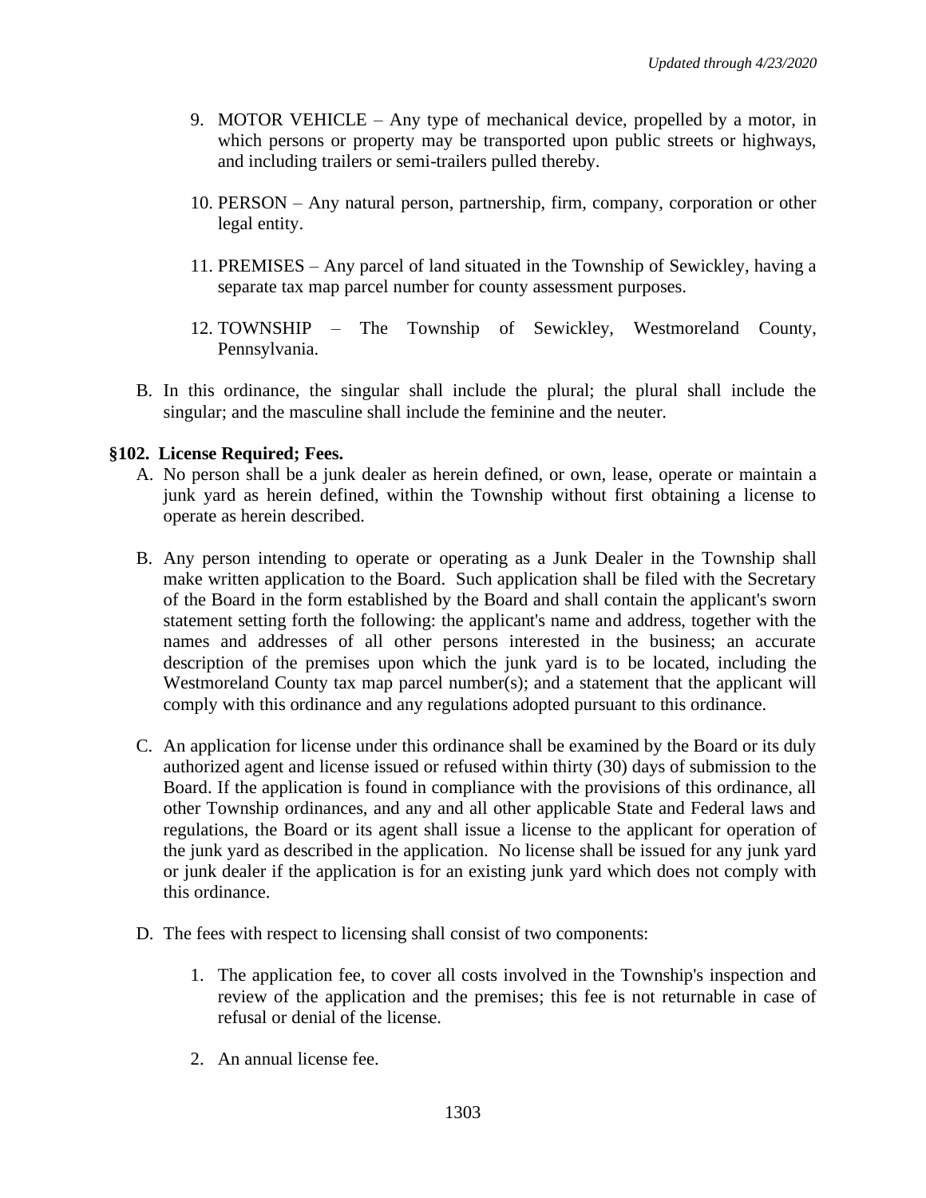9. MOTOR VEHICLE – Any type of mechanical device, propelled by a motor, in which persons or property may be transported upon public streets or highways, and including trailers or semi-trailers pulled thereby.

10. PERSON – Any natural person, partnership, firm, company, corporation or other legal entity.

11. PREMISES – Any parcel of land situated in the Township of Sewickley, having a separate tax map parcel number for county assessment purposes.

12. TOWNSHIP – The Township of Sewickley, Westmoreland County, Pennsylvania.

B. In this ordinance, the singular shall include the plural; the plural shall include the singular; and the masculine shall include the feminine and the neuter.

**§102. License Required; Fees.**

A. No person shall be a junk dealer as herein defined, or own, lease, operate or maintain a junk yard as herein defined, within the Township without first obtaining a license to operate as herein described.

B. Any person intending to operate or operating as a Junk Dealer in the Township shall make written application to the Board. Such application shall be filed with the Secretary of the Board in the form established by the Board and shall contain the applicant's sworn statement setting forth the following: the applicant's name and address, together with the names and addresses of all other persons interested in the business; an accurate description of the premises upon which the junk yard is to be located, including the Westmoreland County tax map parcel number(s); and a statement that the applicant will comply with this ordinance and any regulations adopted pursuant to this ordinance.

C. An application for license under this ordinance shall be examined by the Board or its duly authorized agent and license issued or refused within thirty (30) days of submission to the Board. If the application is found in compliance with the provisions of this ordinance, all other Township ordinances, and any and all other applicable State and Federal laws and regulations, the Board or its agent shall issue a license to the applicant for operation of the junk yard as described in the application. No license shall be issued for any junk yard or junk dealer if the application is for an existing junk yard which does not comply with this ordinance.

D. The fees with respect to licensing shall consist of two components:

   1. The application fee, to cover all costs involved in the Township's inspection and review of the application and the premises; this fee is not returnable in case of refusal or denial of the license.

   2. An annual license fee.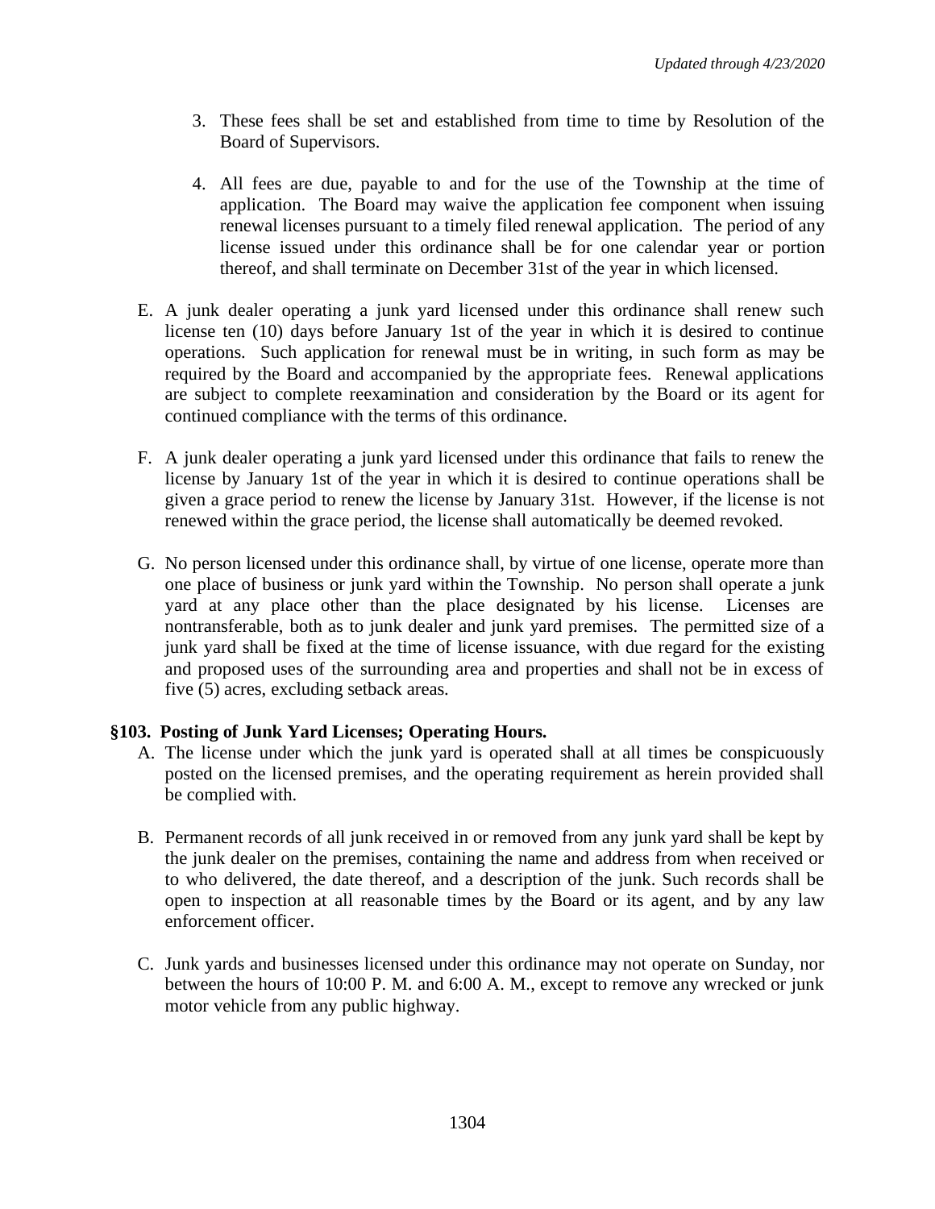3. These fees shall be set and established from time to time by Resolution of the Board of Supervisors.

4. All fees are due, payable to and for the use of the Township at the time of application. The Board may waive the application fee component when issuing renewal licenses pursuant to a timely filed renewal application. The period of any license issued under this ordinance shall be for one calendar year or portion thereof, and shall terminate on December 31st of the year in which licensed.

E. A junk dealer operating a junk yard licensed under this ordinance shall renew such license ten (10) days before January 1st of the year in which it is desired to continue operations. Such application for renewal must be in writing, in such form as may be required by the Board and accompanied by the appropriate fees. Renewal applications are subject to complete reexamination and consideration by the Board or its agent for continued compliance with the terms of this ordinance.

F. A junk dealer operating a junk yard licensed under this ordinance that fails to renew the license by January 1st of the year in which it is desired to continue operations shall be given a grace period to renew the license by January 31st. However, if the license is not renewed within the grace period, the license shall automatically be deemed revoked.

G. No person licensed under this ordinance shall, by virtue of one license, operate more than one place of business or junk yard within the Township. No person shall operate a junk yard at any place other than the place designated by his license. Licenses are nontransferable, both as to junk dealer and junk yard premises. The permitted size of a junk yard shall be fixed at the time of license issuance, with due regard for the existing and proposed uses of the surrounding area and properties and shall not be in excess of five (5) acres, excluding setback areas.

### §103. Posting of Junk Yard Licenses; Operating Hours.

A. The license under which the junk yard is operated shall at all times be conspicuously posted on the licensed premises, and the operating requirement as herein provided shall be complied with.

B. Permanent records of all junk received in or removed from any junk yard shall be kept by the junk dealer on the premises, containing the name and address from when received or to who delivered, the date thereof, and a description of the junk. Such records shall be open to inspection at all reasonable times by the Board or its agent, and by any law enforcement officer.

C. Junk yards and businesses licensed under this ordinance may not operate on Sunday, nor between the hours of 10:00 P. M. and 6:00 A. M., except to remove any wrecked or junk motor vehicle from any public highway.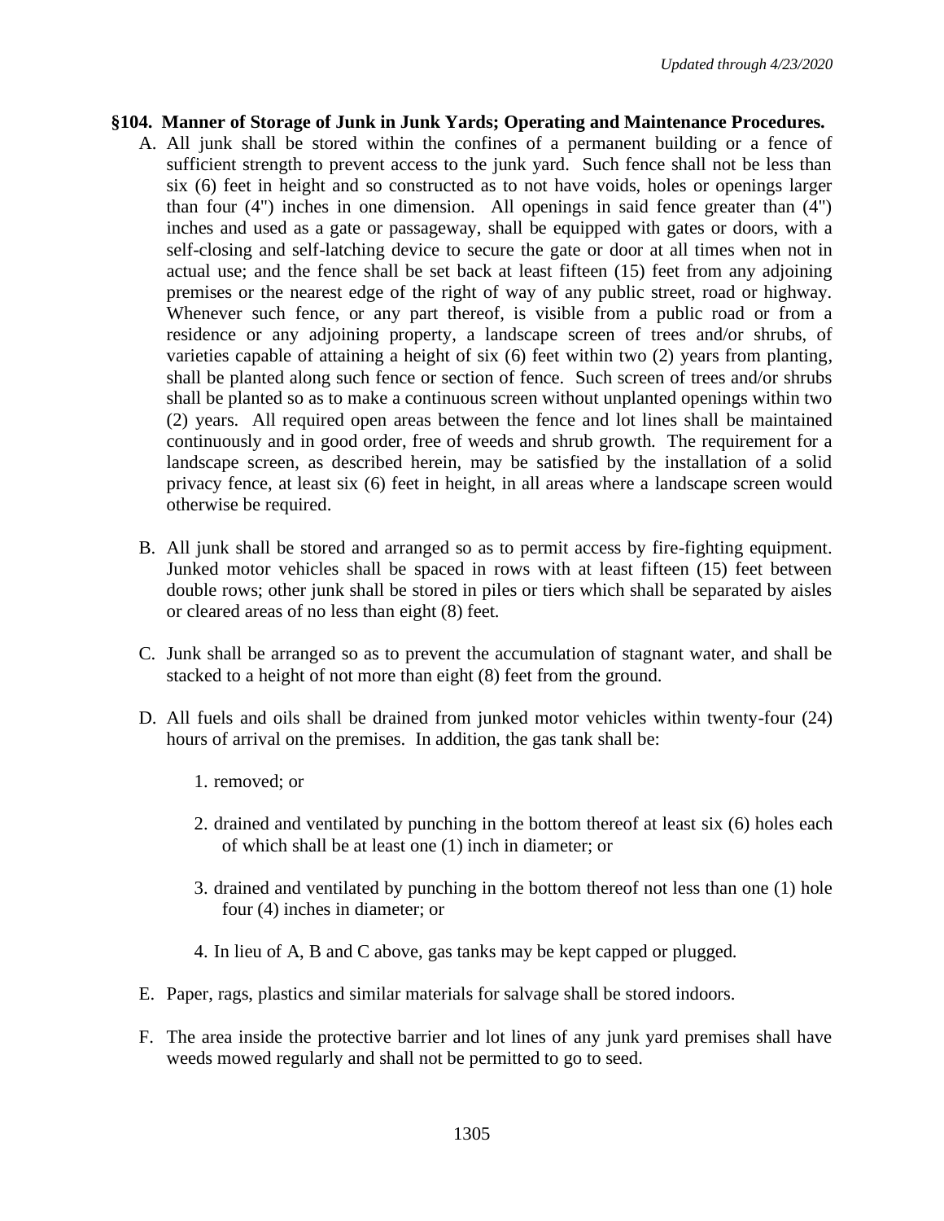**§104. Manner of Storage of Junk in Junk Yards; Operating and Maintenance Procedures.**

A. All junk shall be stored within the confines of a permanent building or a fence of sufficient strength to prevent access to the junk yard. Such fence shall not be less than six (6) feet in height and so constructed as to not have voids, holes or openings larger than four (4") inches in one dimension. All openings in said fence greater than (4") inches and used as a gate or passageway, shall be equipped with gates or doors, with a self-closing and self-latching device to secure the gate or door at all times when not in actual use; and the fence shall be set back at least fifteen (15) feet from any adjoining premises or the nearest edge of the right of way of any public street, road or highway. Whenever such fence, or any part thereof, is visible from a public road or from a residence or any adjoining property, a landscape screen of trees and/or shrubs, of varieties capable of attaining a height of six (6) feet within two (2) years from planting, shall be planted along such fence or section of fence. Such screen of trees and/or shrubs shall be planted so as to make a continuous screen without unplanted openings within two (2) years. All required open areas between the fence and lot lines shall be maintained continuously and in good order, free of weeds and shrub growth. The requirement for a landscape screen, as described herein, may be satisfied by the installation of a solid privacy fence, at least six (6) feet in height, in all areas where a landscape screen would otherwise be required.

B. All junk shall be stored and arranged so as to permit access by fire-fighting equipment. Junked motor vehicles shall be spaced in rows with at least fifteen (15) feet between double rows; other junk shall be stored in piles or tiers which shall be separated by aisles or cleared areas of no less than eight (8) feet.

C. Junk shall be arranged so as to prevent the accumulation of stagnant water, and shall be stacked to a height of not more than eight (8) feet from the ground.

D. All fuels and oils shall be drained from junked motor vehicles within twenty-four (24) hours of arrival on the premises. In addition, the gas tank shall be:

   1. removed; or

   2. drained and ventilated by punching in the bottom thereof at least six (6) holes each of which shall be at least one (1) inch in diameter; or

   3. drained and ventilated by punching in the bottom thereof not less than one (1) hole four (4) inches in diameter; or

   4. In lieu of A, B and C above, gas tanks may be kept capped or plugged.

E. Paper, rags, plastics and similar materials for salvage shall be stored indoors.

F. The area inside the protective barrier and lot lines of any junk yard premises shall have weeds mowed regularly and shall not be permitted to go to seed.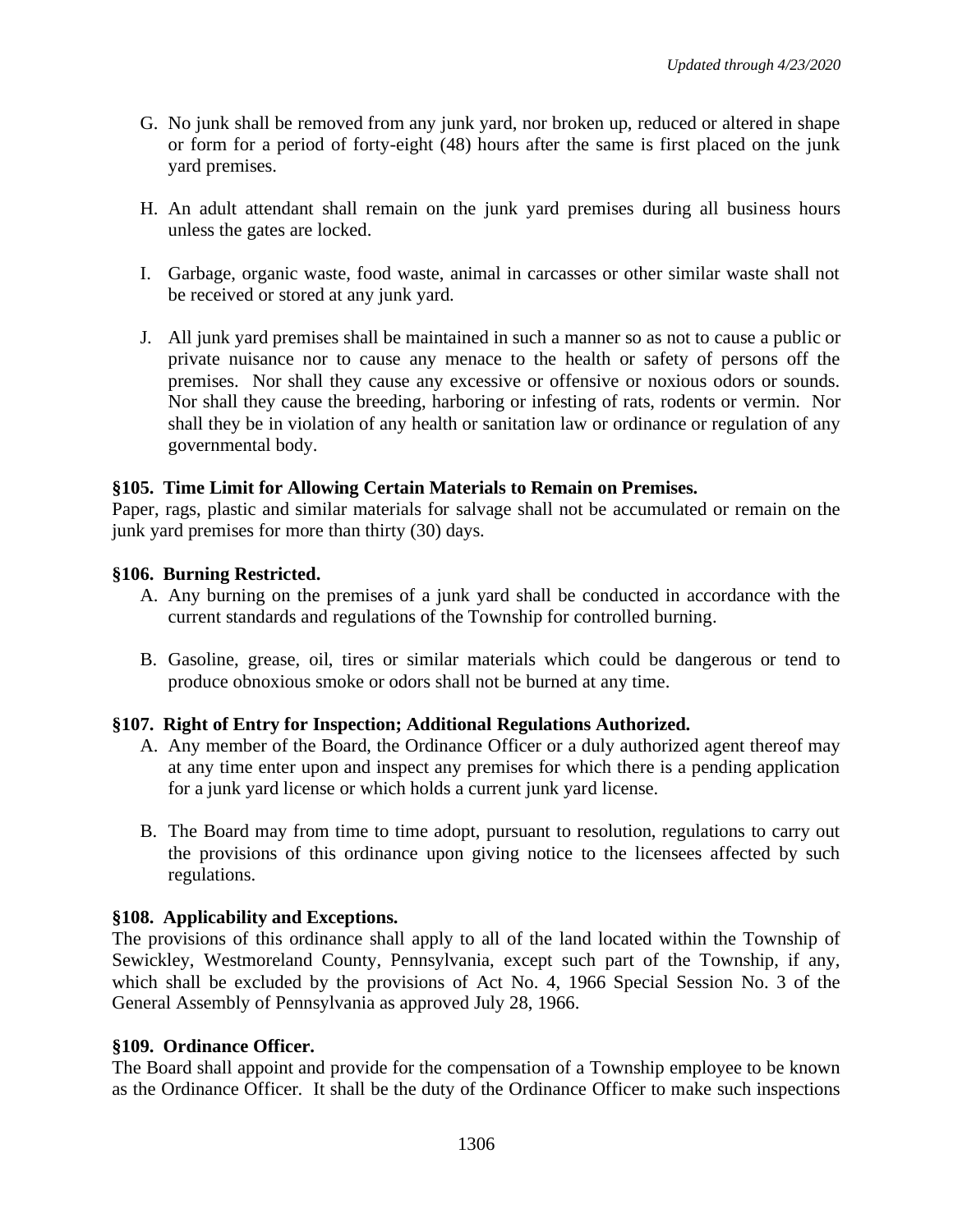G. No junk shall be removed from any junk yard, nor broken up, reduced or altered in shape or form for a period of forty-eight (48) hours after the same is first placed on the junk yard premises.

H. An adult attendant shall remain on the junk yard premises during all business hours unless the gates are locked.

I. Garbage, organic waste, food waste, animal in carcasses or other similar waste shall not be received or stored at any junk yard.

J. All junk yard premises shall be maintained in such a manner so as not to cause a public or private nuisance nor to cause any menace to the health or safety of persons off the premises. Nor shall they cause any excessive or offensive or noxious odors or sounds. Nor shall they cause the breeding, harboring or infesting of rats, rodents or vermin. Nor shall they be in violation of any health or sanitation law or ordinance or regulation of any governmental body.

**§105. Time Limit for Allowing Certain Materials to Remain on Premises.**
Paper, rags, plastic and similar materials for salvage shall not be accumulated or remain on the junk yard premises for more than thirty (30) days.

**§106. Burning Restricted.**

A. Any burning on the premises of a junk yard shall be conducted in accordance with the current standards and regulations of the Township for controlled burning.

B. Gasoline, grease, oil, tires or similar materials which could be dangerous or tend to produce obnoxious smoke or odors shall not be burned at any time.

**§107. Right of Entry for Inspection; Additional Regulations Authorized.**

A. Any member of the Board, the Ordinance Officer or a duly authorized agent thereof may at any time enter upon and inspect any premises for which there is a pending application for a junk yard license or which holds a current junk yard license.

B. The Board may from time to time adopt, pursuant to resolution, regulations to carry out the provisions of this ordinance upon giving notice to the licensees affected by such regulations.

**§108. Applicability and Exceptions.**
The provisions of this ordinance shall apply to all of the land located within the Township of Sewickley, Westmoreland County, Pennsylvania, except such part of the Township, if any, which shall be excluded by the provisions of Act No. 4, 1966 Special Session No. 3 of the General Assembly of Pennsylvania as approved July 28, 1966.

**§109. Ordinance Officer.**
The Board shall appoint and provide for the compensation of a Township employee to be known as the Ordinance Officer. It shall be the duty of the Ordinance Officer to make such inspections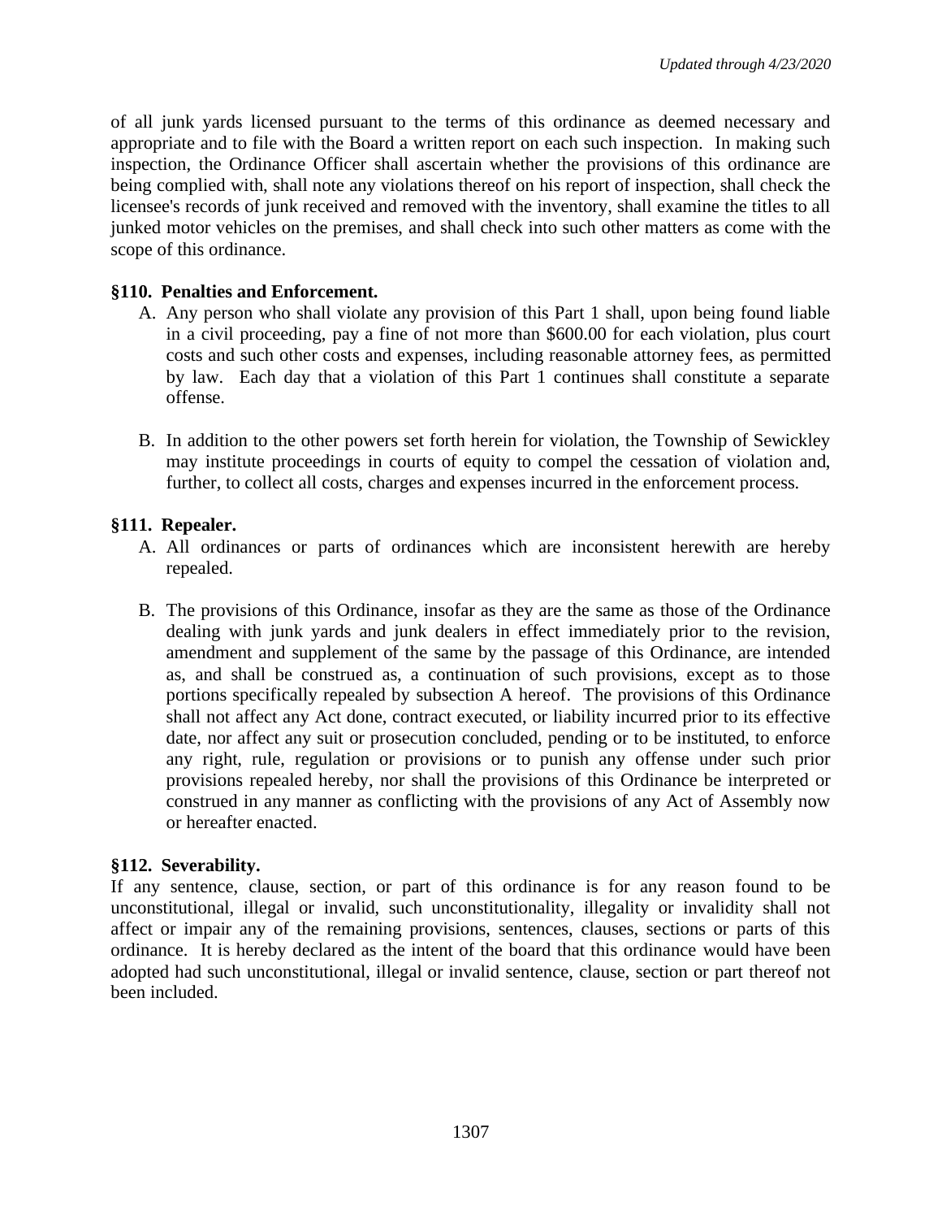of all junk yards licensed pursuant to the terms of this ordinance as deemed necessary and appropriate and to file with the Board a written report on each such inspection. In making such inspection, the Ordinance Officer shall ascertain whether the provisions of this ordinance are being complied with, shall note any violations thereof on his report of inspection, shall check the licensee's records of junk received and removed with the inventory, shall examine the titles to all junked motor vehicles on the premises, and shall check into such other matters as come with the scope of this ordinance.

**§110. Penalties and Enforcement.**

A. Any person who shall violate any provision of this Part 1 shall, upon being found liable in a civil proceeding, pay a fine of not more than $600.00 for each violation, plus court costs and such other costs and expenses, including reasonable attorney fees, as permitted by law. Each day that a violation of this Part 1 continues shall constitute a separate offense.

B. In addition to the other powers set forth herein for violation, the Township of Sewickley may institute proceedings in courts of equity to compel the cessation of violation and, further, to collect all costs, charges and expenses incurred in the enforcement process.

**§111. Repealer.**

A. All ordinances or parts of ordinances which are inconsistent herewith are hereby repealed.

B. The provisions of this Ordinance, insofar as they are the same as those of the Ordinance dealing with junk yards and junk dealers in effect immediately prior to the revision, amendment and supplement of the same by the passage of this Ordinance, are intended as, and shall be construed as, a continuation of such provisions, except as to those portions specifically repealed by subsection A hereof. The provisions of this Ordinance shall not affect any Act done, contract executed, or liability incurred prior to its effective date, nor affect any suit or prosecution concluded, pending or to be instituted, to enforce any right, rule, regulation or provisions or to punish any offense under such prior provisions repealed hereby, nor shall the provisions of this Ordinance be interpreted or construed in any manner as conflicting with the provisions of any Act of Assembly now or hereafter enacted.

**§112. Severability.**

If any sentence, clause, section, or part of this ordinance is for any reason found to be unconstitutional, illegal or invalid, such unconstitutionality, illegality or invalidity shall not affect or impair any of the remaining provisions, sentences, clauses, sections or parts of this ordinance. It is hereby declared as the intent of the board that this ordinance would have been adopted had such unconstitutional, illegal or invalid sentence, clause, section or part thereof not been included.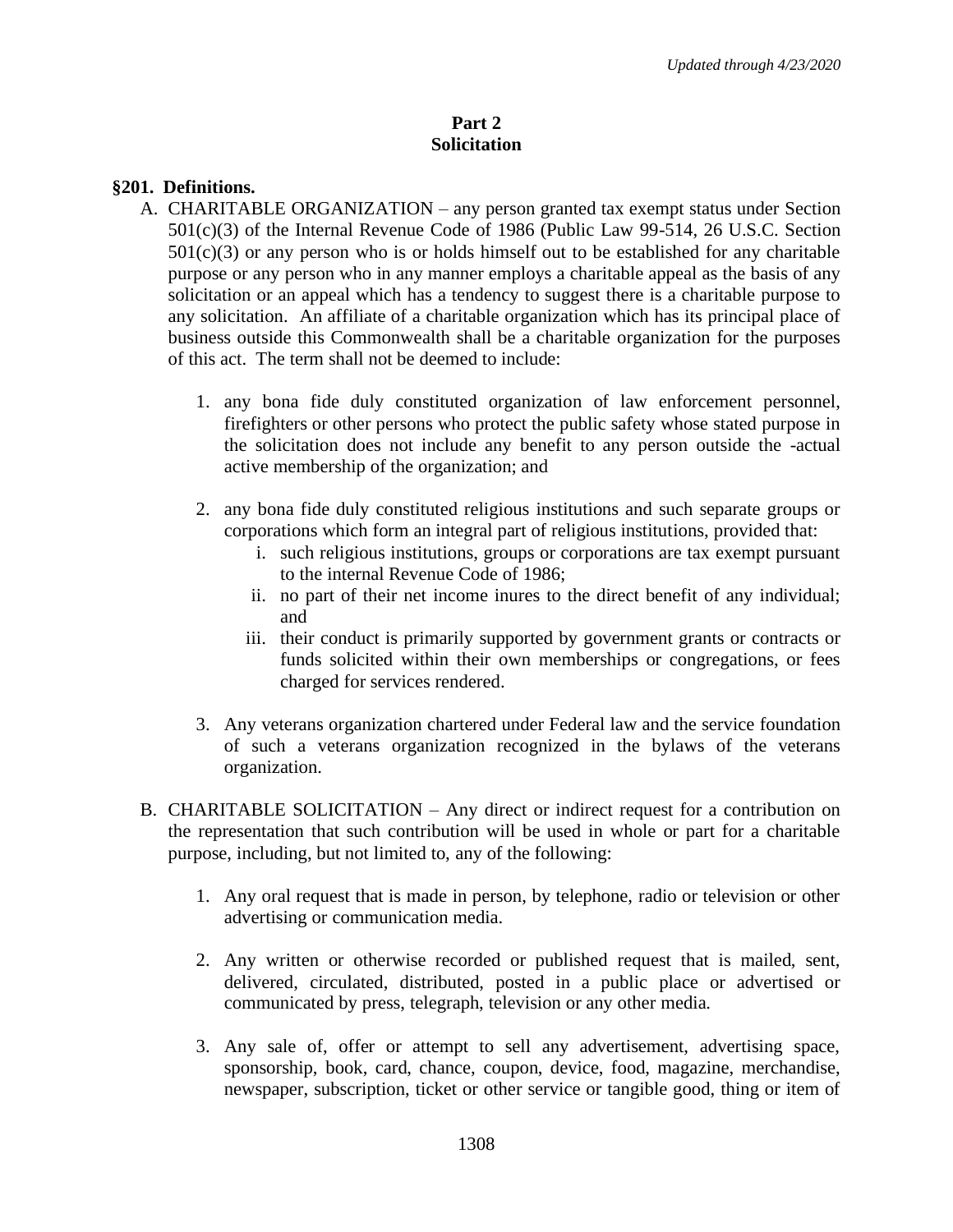## Part 2
## Solicitation

### §201. Definitions.

A. CHARITABLE ORGANIZATION – any person granted tax exempt status under Section 501(c)(3) of the Internal Revenue Code of 1986 (Public Law 99-514, 26 U.S.C. Section 501(c)(3) or any person who is or holds himself out to be established for any charitable purpose or any person who in any manner employs a charitable appeal as the basis of any solicitation or an appeal which has a tendency to suggest there is a charitable purpose to any solicitation. An affiliate of a charitable organization which has its principal place of business outside this Commonwealth shall be a charitable organization for the purposes of this act. The term shall not be deemed to include:

1. any bona fide duly constituted organization of law enforcement personnel, firefighters or other persons who protect the public safety whose stated purpose in the solicitation does not include any benefit to any person outside the -actual active membership of the organization; and

2. any bona fide duly constituted religious institutions and such separate groups or corporations which form an integral part of religious institutions, provided that:
   1. such religious institutions, groups or corporations are tax exempt pursuant to the internal Revenue Code of 1986;
   2. no part of their net income inures to the direct benefit of any individual; and
   3. their conduct is primarily supported by government grants or contracts or funds solicited within their own memberships or congregations, or fees charged for services rendered.

3. Any veterans organization chartered under Federal law and the service foundation of such a veterans organization recognized in the bylaws of the veterans organization.

B. CHARITABLE SOLICITATION – Any direct or indirect request for a contribution on the representation that such contribution will be used in whole or part for a charitable purpose, including, but not limited to, any of the following:

1. Any oral request that is made in person, by telephone, radio or television or other advertising or communication media.

2. Any written or otherwise recorded or published request that is mailed, sent, delivered, circulated, distributed, posted in a public place or advertised or communicated by press, telegraph, television or any other media.

3. Any sale of, offer or attempt to sell any advertisement, advertising space, sponsorship, book, card, chance, coupon, device, food, magazine, merchandise, newspaper, subscription, ticket or other service or tangible good, thing or item of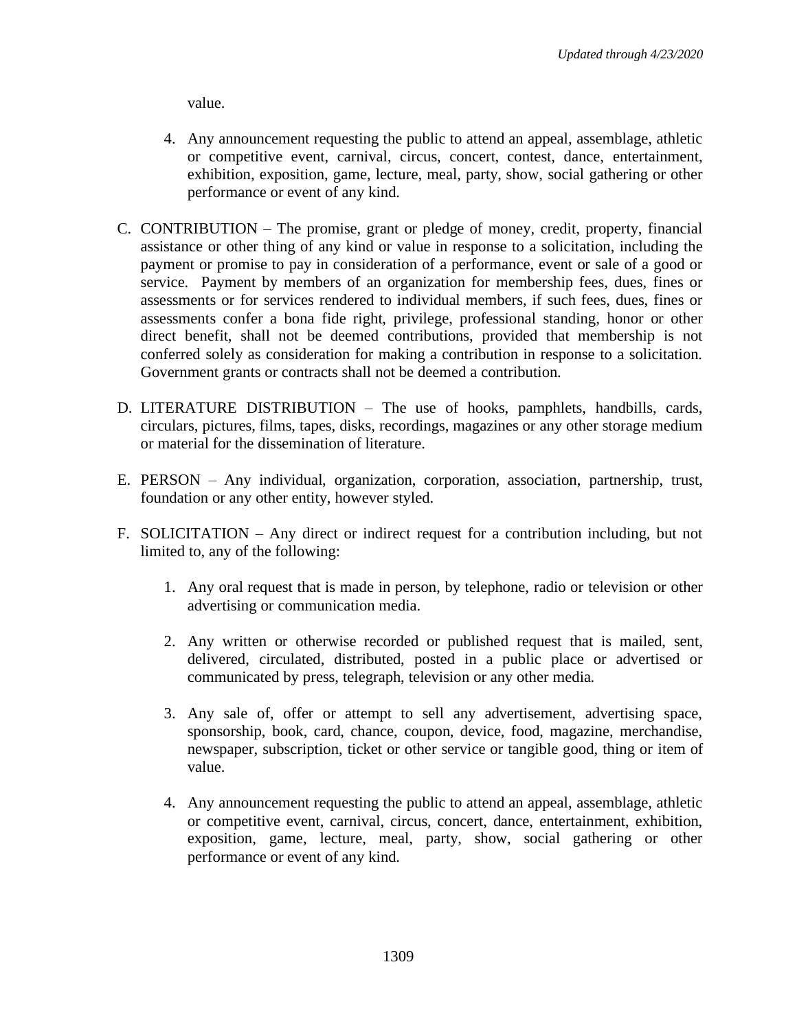value.

4. Any announcement requesting the public to attend an appeal, assemblage, athletic or competitive event, carnival, circus, concert, contest, dance, entertainment, exhibition, exposition, game, lecture, meal, party, show, social gathering or other performance or event of any kind.

C. CONTRIBUTION – The promise, grant or pledge of money, credit, property, financial assistance or other thing of any kind or value in response to a solicitation, including the payment or promise to pay in consideration of a performance, event or sale of a good or service. Payment by members of an organization for membership fees, dues, fines or assessments or for services rendered to individual members, if such fees, dues, fines or assessments confer a bona fide right, privilege, professional standing, honor or other direct benefit, shall not be deemed contributions, provided that membership is not conferred solely as consideration for making a contribution in response to a solicitation. Government grants or contracts shall not be deemed a contribution.

D. LITERATURE DISTRIBUTION – The use of hooks, pamphlets, handbills, cards, circulars, pictures, films, tapes, disks, recordings, magazines or any other storage medium or material for the dissemination of literature.

E. PERSON – Any individual, organization, corporation, association, partnership, trust, foundation or any other entity, however styled.

F. SOLICITATION – Any direct or indirect request for a contribution including, but not limited to, any of the following:

1. Any oral request that is made in person, by telephone, radio or television or other advertising or communication media.

2. Any written or otherwise recorded or published request that is mailed, sent, delivered, circulated, distributed, posted in a public place or advertised or communicated by press, telegraph, television or any other media.

3. Any sale of, offer or attempt to sell any advertisement, advertising space, sponsorship, book, card, chance, coupon, device, food, magazine, merchandise, newspaper, subscription, ticket or other service or tangible good, thing or item of value.

4. Any announcement requesting the public to attend an appeal, assemblage, athletic or competitive event, carnival, circus, concert, dance, entertainment, exhibition, exposition, game, lecture, meal, party, show, social gathering or other performance or event of any kind.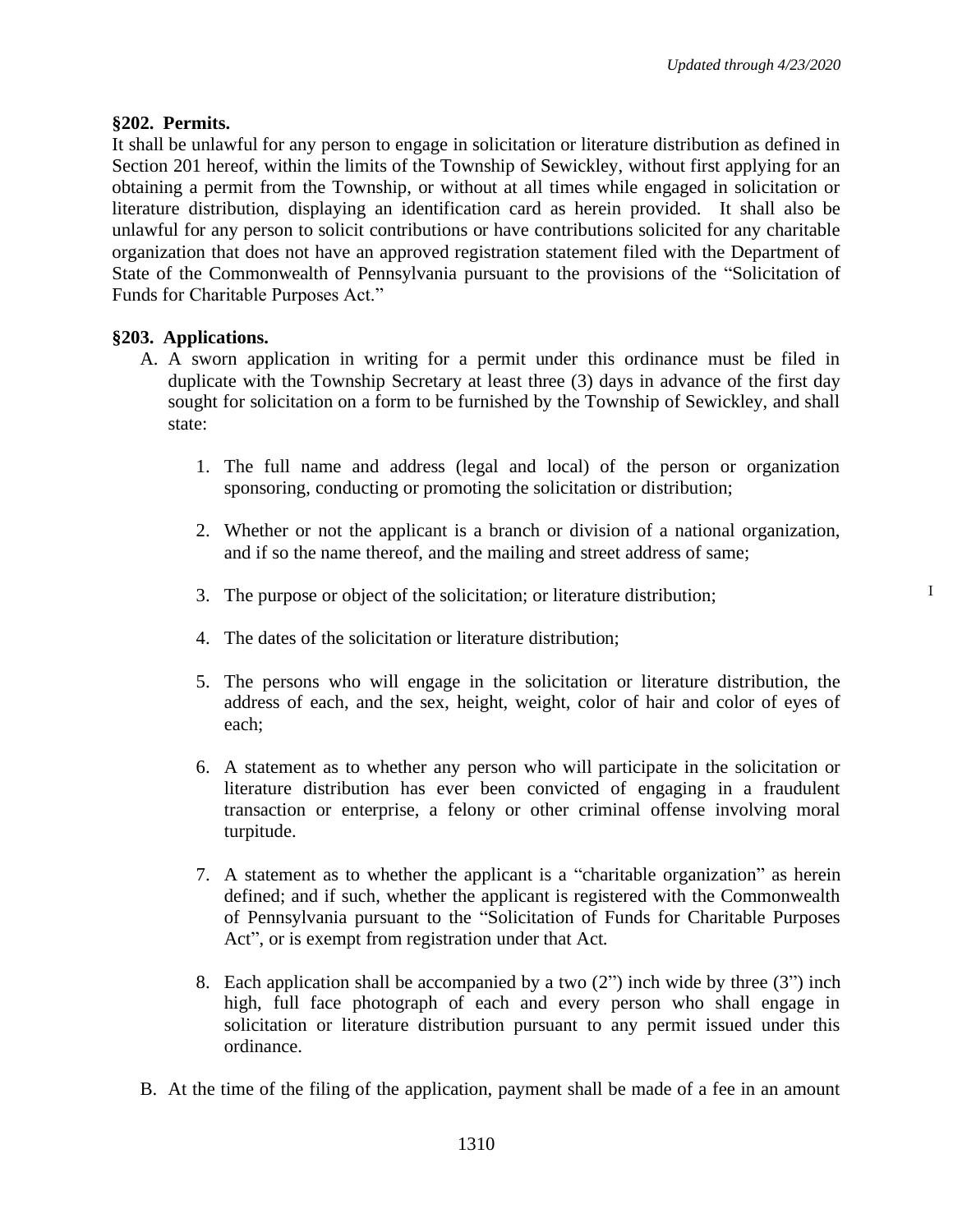**§202. Permits.**

It shall be unlawful for any person to engage in solicitation or literature distribution as defined in Section 201 hereof, within the limits of the Township of Sewickley, without first applying for an obtaining a permit from the Township, or without at all times while engaged in solicitation or literature distribution, displaying an identification card as herein provided. It shall also be unlawful for any person to solicit contributions or have contributions solicited for any charitable organization that does not have an approved registration statement filed with the Department of State of the Commonwealth of Pennsylvania pursuant to the provisions of the "Solicitation of Funds for Charitable Purposes Act."

**§203. Applications.**

A. A sworn application in writing for a permit under this ordinance must be filed in duplicate with the Township Secretary at least three (3) days in advance of the first day sought for solicitation on a form to be furnished by the Township of Sewickley, and shall state:

1. The full name and address (legal and local) of the person or organization sponsoring, conducting or promoting the solicitation or distribution;

2. Whether or not the applicant is a branch or division of a national organization, and if so the name thereof, and the mailing and street address of same;

3. The purpose or object of the solicitation; or literature distribution;

4. The dates of the solicitation or literature distribution;

5. The persons who will engage in the solicitation or literature distribution, the address of each, and the sex, height, weight, color of hair and color of eyes of each;

6. A statement as to whether any person who will participate in the solicitation or literature distribution has ever been convicted of engaging in a fraudulent transaction or enterprise, a felony or other criminal offense involving moral turpitude.

7. A statement as to whether the applicant is a "charitable organization" as herein defined; and if such, whether the applicant is registered with the Commonwealth of Pennsylvania pursuant to the "Solicitation of Funds for Charitable Purposes Act", or is exempt from registration under that Act.

8. Each application shall be accompanied by a two (2") inch wide by three (3") inch high, full face photograph of each and every person who shall engage in solicitation or literature distribution pursuant to any permit issued under this ordinance.

B. At the time of the filing of the application, payment shall be made of a fee in an amount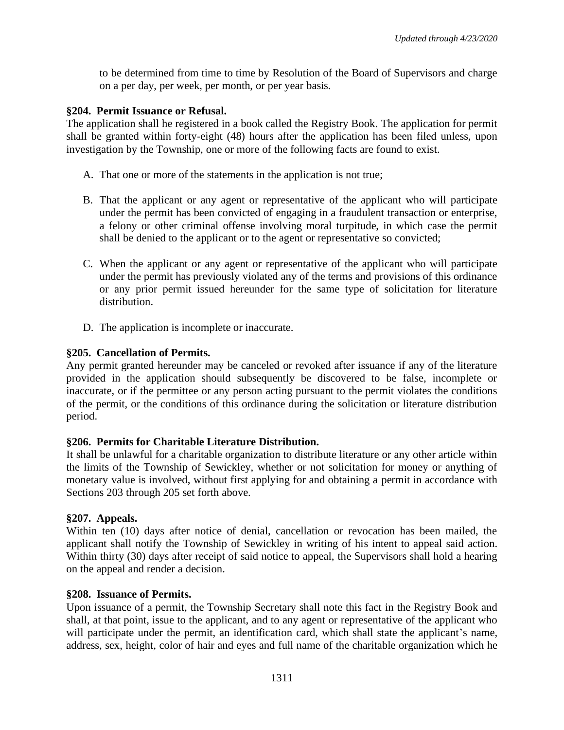to be determined from time to time by Resolution of the Board of Supervisors and charge on a per day, per week, per month, or per year basis.

**§204. Permit Issuance or Refusal.**

The application shall he registered in a book called the Registry Book. The application for permit shall be granted within forty-eight (48) hours after the application has been filed unless, upon investigation by the Township, one or more of the following facts are found to exist.

A. That one or more of the statements in the application is not true;

B. That the applicant or any agent or representative of the applicant who will participate under the permit has been convicted of engaging in a fraudulent transaction or enterprise, a felony or other criminal offense involving moral turpitude, in which case the permit shall be denied to the applicant or to the agent or representative so convicted;

C. When the applicant or any agent or representative of the applicant who will participate under the permit has previously violated any of the terms and provisions of this ordinance or any prior permit issued hereunder for the same type of solicitation for literature distribution.

D. The application is incomplete or inaccurate.

**§205. Cancellation of Permits.**

Any permit granted hereunder may be canceled or revoked after issuance if any of the literature provided in the application should subsequently be discovered to be false, incomplete or inaccurate, or if the permittee or any person acting pursuant to the permit violates the conditions of the permit, or the conditions of this ordinance during the solicitation or literature distribution period.

**§206. Permits for Charitable Literature Distribution.**

It shall be unlawful for a charitable organization to distribute literature or any other article within the limits of the Township of Sewickley, whether or not solicitation for money or anything of monetary value is involved, without first applying for and obtaining a permit in accordance with Sections 203 through 205 set forth above.

**§207. Appeals.**

Within ten (10) days after notice of denial, cancellation or revocation has been mailed, the applicant shall notify the Township of Sewickley in writing of his intent to appeal said action. Within thirty (30) days after receipt of said notice to appeal, the Supervisors shall hold a hearing on the appeal and render a decision.

**§208. Issuance of Permits.**

Upon issuance of a permit, the Township Secretary shall note this fact in the Registry Book and shall, at that point, issue to the applicant, and to any agent or representative of the applicant who will participate under the permit, an identification card, which shall state the applicant's name, address, sex, height, color of hair and eyes and full name of the charitable organization which he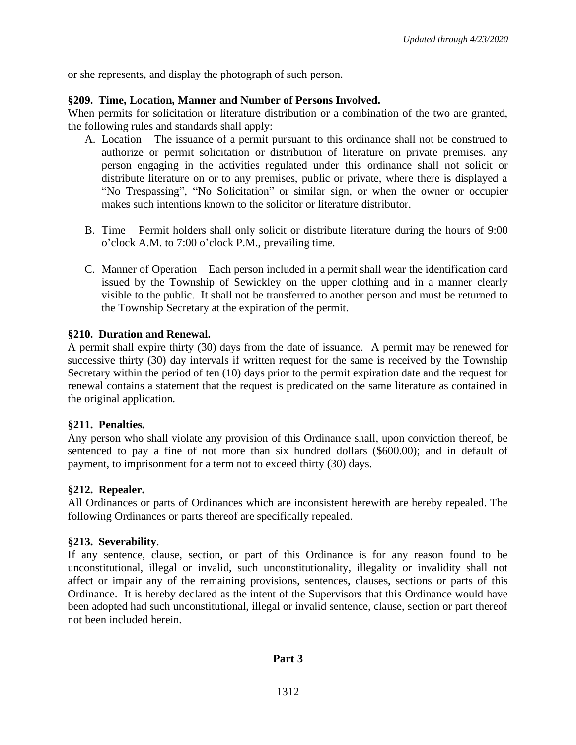or she represents, and display the photograph of such person.

**§209. Time, Location, Manner and Number of Persons Involved.**
When permits for solicitation or literature distribution or a combination of the two are granted, the following rules and standards shall apply:

A. Location – The issuance of a permit pursuant to this ordinance shall not be construed to authorize or permit solicitation or distribution of literature on private premises. any person engaging in the activities regulated under this ordinance shall not solicit or distribute literature on or to any premises, public or private, where there is displayed a "No Trespassing", "No Solicitation" or similar sign, or when the owner or occupier makes such intentions known to the solicitor or literature distributor.

B. Time – Permit holders shall only solicit or distribute literature during the hours of 9:00 o'clock A.M. to 7:00 o'clock P.M., prevailing time.

C. Manner of Operation – Each person included in a permit shall wear the identification card issued by the Township of Sewickley on the upper clothing and in a manner clearly visible to the public. It shall not be transferred to another person and must be returned to the Township Secretary at the expiration of the permit.

**§210. Duration and Renewal.**
A permit shall expire thirty (30) days from the date of issuance. A permit may be renewed for successive thirty (30) day intervals if written request for the same is received by the Township Secretary within the period of ten (10) days prior to the permit expiration date and the request for renewal contains a statement that the request is predicated on the same literature as contained in the original application.

**§211. Penalties.**
Any person who shall violate any provision of this Ordinance shall, upon conviction thereof, be sentenced to pay a fine of not more than six hundred dollars ($600.00); and in default of payment, to imprisonment for a term not to exceed thirty (30) days.

**§212. Repealer.**
All Ordinances or parts of Ordinances which are inconsistent herewith are hereby repealed. The following Ordinances or parts thereof are specifically repealed.

**§213. Severability**.
If any sentence, clause, section, or part of this Ordinance is for any reason found to be unconstitutional, illegal or invalid, such unconstitutionality, illegality or invalidity shall not affect or impair any of the remaining provisions, sentences, clauses, sections or parts of this Ordinance. It is hereby declared as the intent of the Supervisors that this Ordinance would have been adopted had such unconstitutional, illegal or invalid sentence, clause, section or part thereof not been included herein.

## Part 3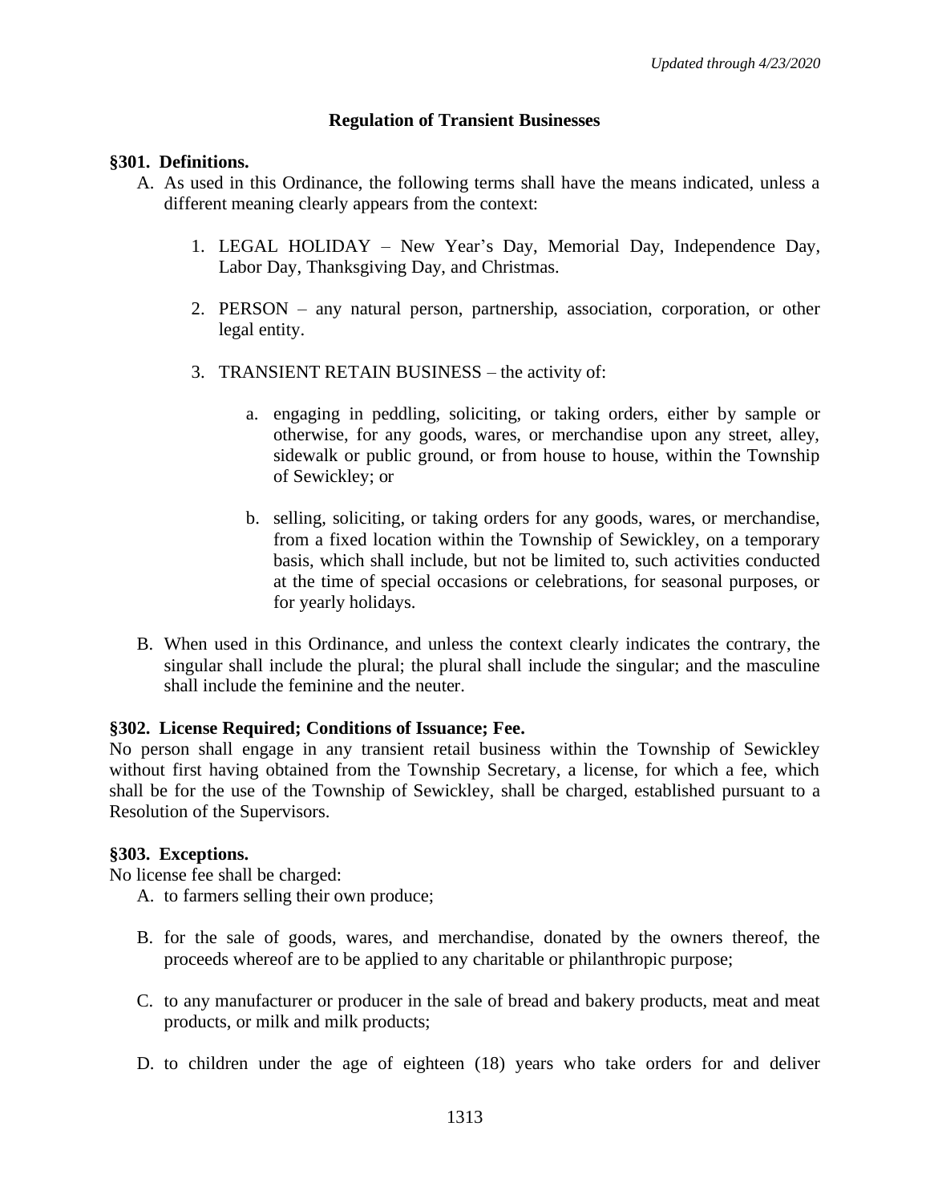## Regulation of Transient Businesses

### §301. Definitions.

A. As used in this Ordinance, the following terms shall have the means indicated, unless a different meaning clearly appears from the context:

   1. LEGAL HOLIDAY – New Year's Day, Memorial Day, Independence Day, Labor Day, Thanksgiving Day, and Christmas.

   2. PERSON – any natural person, partnership, association, corporation, or other legal entity.

   3. TRANSIENT RETAIN BUSINESS – the activity of:

      a. engaging in peddling, soliciting, or taking orders, either by sample or otherwise, for any goods, wares, or merchandise upon any street, alley, sidewalk or public ground, or from house to house, within the Township of Sewickley; or

      b. selling, soliciting, or taking orders for any goods, wares, or merchandise, from a fixed location within the Township of Sewickley, on a temporary basis, which shall include, but not be limited to, such activities conducted at the time of special occasions or celebrations, for seasonal purposes, or for yearly holidays.

B. When used in this Ordinance, and unless the context clearly indicates the contrary, the singular shall include the plural; the plural shall include the singular; and the masculine shall include the feminine and the neuter.

### §302. License Required; Conditions of Issuance; Fee.

No person shall engage in any transient retail business within the Township of Sewickley without first having obtained from the Township Secretary, a license, for which a fee, which shall be for the use of the Township of Sewickley, shall be charged, established pursuant to a Resolution of the Supervisors.

### §303. Exceptions.

No license fee shall be charged:

A. to farmers selling their own produce;

B. for the sale of goods, wares, and merchandise, donated by the owners thereof, the proceeds whereof are to be applied to any charitable or philanthropic purpose;

C. to any manufacturer or producer in the sale of bread and bakery products, meat and meat products, or milk and milk products;

D. to children under the age of eighteen (18) years who take orders for and deliver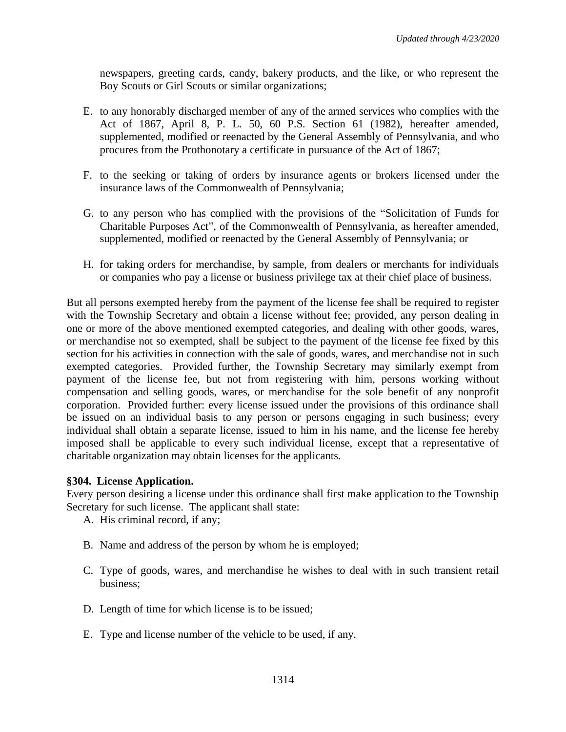newspapers, greeting cards, candy, bakery products, and the like, or who represent the Boy Scouts or Girl Scouts or similar organizations;

E. to any honorably discharged member of any of the armed services who complies with the Act of 1867, April 8, P. L. 50, 60 P.S. Section 61 (1982), hereafter amended, supplemented, modified or reenacted by the General Assembly of Pennsylvania, and who procures from the Prothonotary a certificate in pursuance of the Act of 1867;

F. to the seeking or taking of orders by insurance agents or brokers licensed under the insurance laws of the Commonwealth of Pennsylvania;

G. to any person who has complied with the provisions of the "Solicitation of Funds for Charitable Purposes Act", of the Commonwealth of Pennsylvania, as hereafter amended, supplemented, modified or reenacted by the General Assembly of Pennsylvania; or

H. for taking orders for merchandise, by sample, from dealers or merchants for individuals or companies who pay a license or business privilege tax at their chief place of business.

But all persons exempted hereby from the payment of the license fee shall be required to register with the Township Secretary and obtain a license without fee; provided, any person dealing in one or more of the above mentioned exempted categories, and dealing with other goods, wares, or merchandise not so exempted, shall be subject to the payment of the license fee fixed by this section for his activities in connection with the sale of goods, wares, and merchandise not in such exempted categories. Provided further, the Township Secretary may similarly exempt from payment of the license fee, but not from registering with him, persons working without compensation and selling goods, wares, or merchandise for the sole benefit of any nonprofit corporation. Provided further: every license issued under the provisions of this ordinance shall be issued on an individual basis to any person or persons engaging in such business; every individual shall obtain a separate license, issued to him in his name, and the license fee hereby imposed shall be applicable to every such individual license, except that a representative of charitable organization may obtain licenses for the applicants.

**§304. License Application.**

Every person desiring a license under this ordinance shall first make application to the Township Secretary for such license. The applicant shall state:

A. His criminal record, if any;

B. Name and address of the person by whom he is employed;

C. Type of goods, wares, and merchandise he wishes to deal with in such transient retail business;

D. Length of time for which license is to be issued;

E. Type and license number of the vehicle to be used, if any.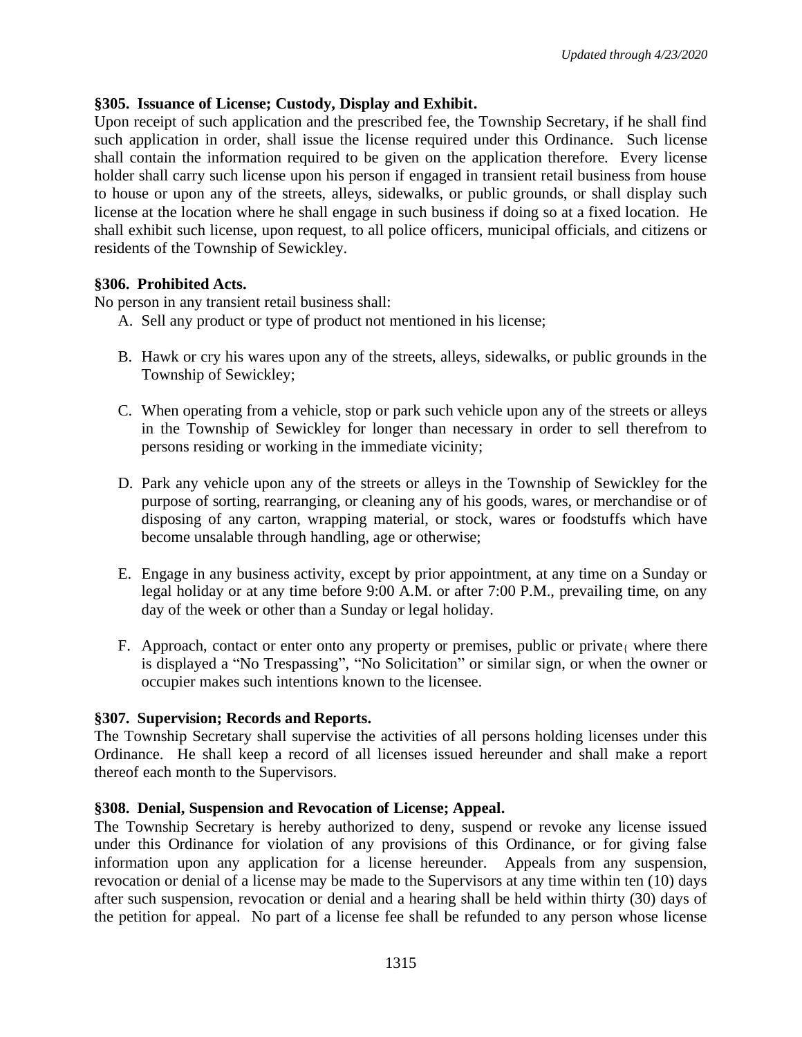### §305. Issuance of License; Custody, Display and Exhibit.

Upon receipt of such application and the prescribed fee, the Township Secretary, if he shall find such application in order, shall issue the license required under this Ordinance. Such license shall contain the information required to be given on the application therefore. Every license holder shall carry such license upon his person if engaged in transient retail business from house to house or upon any of the streets, alleys, sidewalks, or public grounds, or shall display such license at the location where he shall engage in such business if doing so at a fixed location. He shall exhibit such license, upon request, to all police officers, municipal officials, and citizens or residents of the Township of Sewickley.

### §306. Prohibited Acts.

No person in any transient retail business shall:

A. Sell any product or type of product not mentioned in his license;

B. Hawk or cry his wares upon any of the streets, alleys, sidewalks, or public grounds in the Township of Sewickley;

C. When operating from a vehicle, stop or park such vehicle upon any of the streets or alleys in the Township of Sewickley for longer than necessary in order to sell therefrom to persons residing or working in the immediate vicinity;

D. Park any vehicle upon any of the streets or alleys in the Township of Sewickley for the purpose of sorting, rearranging, or cleaning any of his goods, wares, or merchandise or of disposing of any carton, wrapping material, or stock, wares or foodstuffs which have become unsalable through handling, age or otherwise;

E. Engage in any business activity, except by prior appointment, at any time on a Sunday or legal holiday or at any time before 9:00 A.M. or after 7:00 P.M., prevailing time, on any day of the week or other than a Sunday or legal holiday.

F. Approach, contact or enter onto any property or premises, public or private, where there is displayed a "No Trespassing", "No Solicitation" or similar sign, or when the owner or occupier makes such intentions known to the licensee.

### §307. Supervision; Records and Reports.

The Township Secretary shall supervise the activities of all persons holding licenses under this Ordinance. He shall keep a record of all licenses issued hereunder and shall make a report thereof each month to the Supervisors.

### §308. Denial, Suspension and Revocation of License; Appeal.

The Township Secretary is hereby authorized to deny, suspend or revoke any license issued under this Ordinance for violation of any provisions of this Ordinance, or for giving false information upon any application for a license hereunder. Appeals from any suspension, revocation or denial of a license may be made to the Supervisors at any time within ten (10) days after such suspension, revocation or denial and a hearing shall be held within thirty (30) days of the petition for appeal. No part of a license fee shall be refunded to any person whose license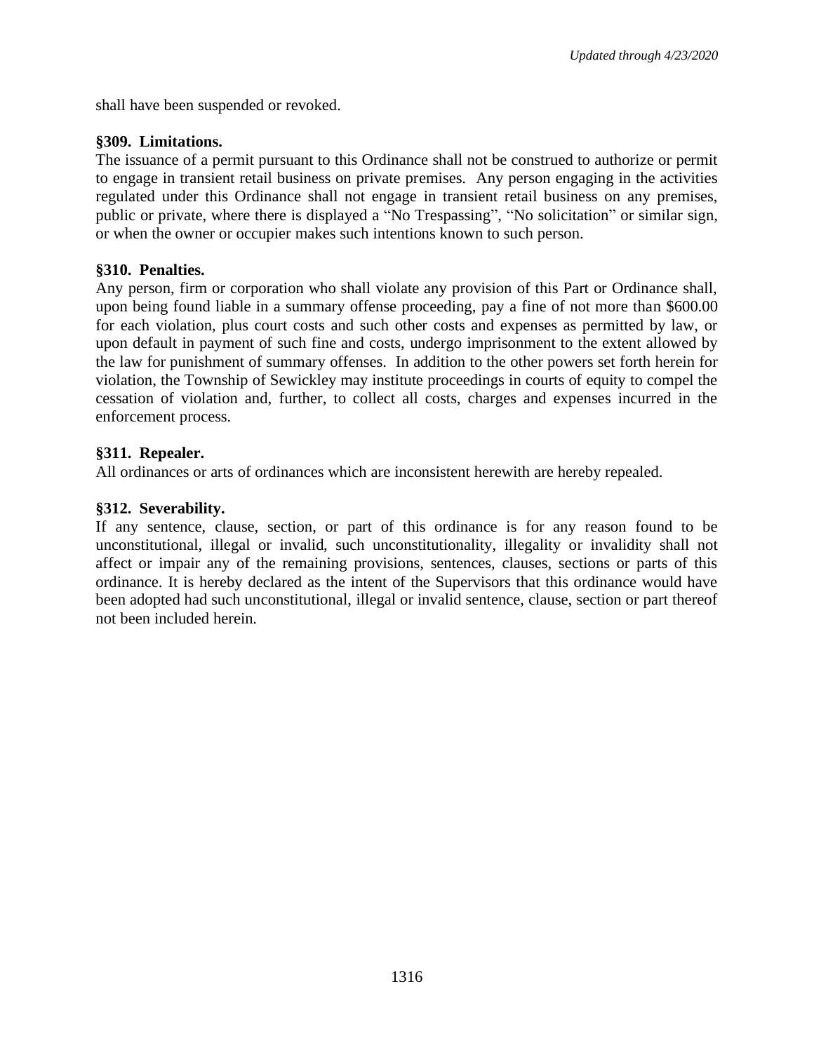shall have been suspended or revoked.

**§309. Limitations.**
The issuance of a permit pursuant to this Ordinance shall not be construed to authorize or permit to engage in transient retail business on private premises. Any person engaging in the activities regulated under this Ordinance shall not engage in transient retail business on any premises, public or private, where there is displayed a "No Trespassing", "No solicitation" or similar sign, or when the owner or occupier makes such intentions known to such person.

**§310. Penalties.**
Any person, firm or corporation who shall violate any provision of this Part or Ordinance shall, upon being found liable in a summary offense proceeding, pay a fine of not more than $600.00 for each violation, plus court costs and such other costs and expenses as permitted by law, or upon default in payment of such fine and costs, undergo imprisonment to the extent allowed by the law for punishment of summary offenses. In addition to the other powers set forth herein for violation, the Township of Sewickley may institute proceedings in courts of equity to compel the cessation of violation and, further, to collect all costs, charges and expenses incurred in the enforcement process.

**§311. Repealer.**
All ordinances or arts of ordinances which are inconsistent herewith are hereby repealed.

**§312. Severability.**
If any sentence, clause, section, or part of this ordinance is for any reason found to be unconstitutional, illegal or invalid, such unconstitutionality, illegality or invalidity shall not affect or impair any of the remaining provisions, sentences, clauses, sections or parts of this ordinance. It is hereby declared as the intent of the Supervisors that this ordinance would have been adopted had such unconstitutional, illegal or invalid sentence, clause, section or part thereof not been included herein.